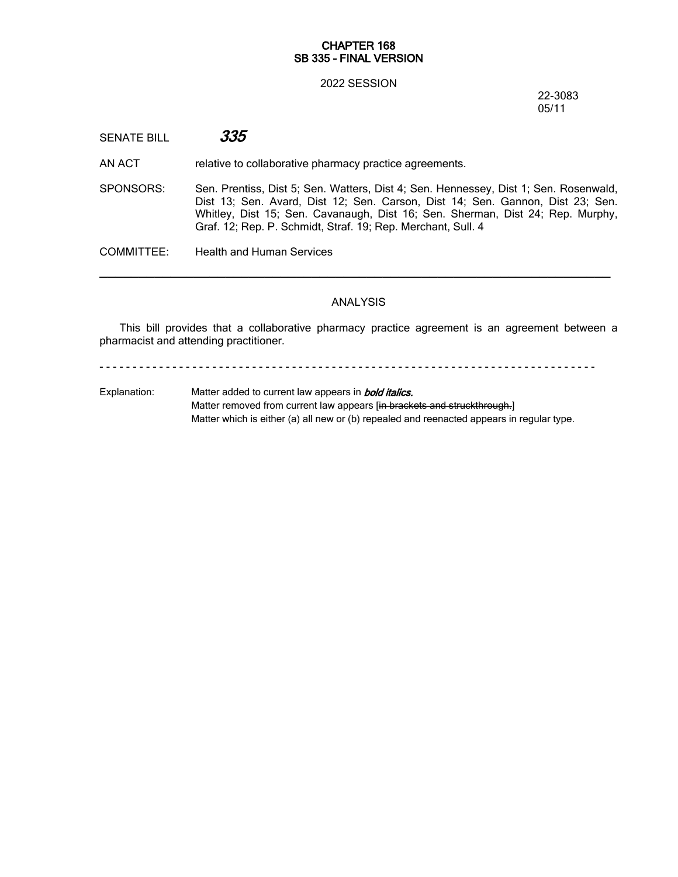**CHAPTER 168**
**SB 335 - FINAL VERSION**

2022 SESSION

22-3083
05/11

SENATE BILL ***335***

AN ACT relative to collaborative pharmacy practice agreements.

SPONSORS: Sen. Prentiss, Dist 5; Sen. Watters, Dist 4; Sen. Hennessey, Dist 1; Sen. Rosenwald, Dist 13; Sen. Avard, Dist 12; Sen. Carson, Dist 14; Sen. Gannon, Dist 23; Sen. Whitley, Dist 15; Sen. Cavanaugh, Dist 16; Sen. Sherman, Dist 24; Rep. Murphy, Graf. 12; Rep. P. Schmidt, Straf. 19; Rep. Merchant, Sull. 4

COMMITTEE: Health and Human Services

---

## ANALYSIS

This bill provides that a collaborative pharmacy practice agreement is an agreement between a pharmacist and attending practitioner.

- - - - - - - - - - - - - - - - - - - - - - - - - - - - - - - - - - - - - - - - - - - - - - - - - - - - - - - - - - - -

Explanation: Matter added to current law appears in ***bold italics.***
Matter removed from current law appears [~~in brackets and struckthrough.~~]
Matter which is either (a) all new or (b) repealed and reenacted appears in regular type.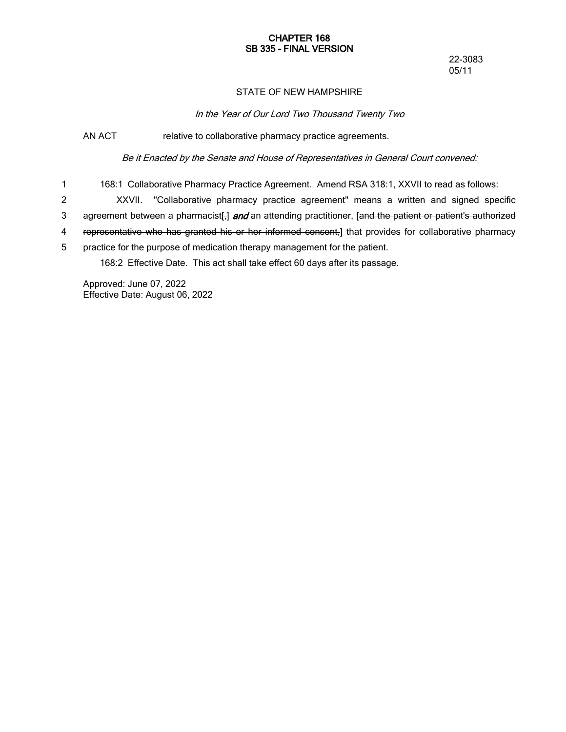**CHAPTER 168**
**SB 335 - FINAL VERSION**

22-3083
05/11

STATE OF NEW HAMPSHIRE

*In the Year of Our Lord Two Thousand Twenty Two*

AN ACT relative to collaborative pharmacy practice agreements.

*Be it Enacted by the Senate and House of Representatives in General Court convened:*

1 168:1 Collaborative Pharmacy Practice Agreement. Amend RSA 318:1, XXVII to read as follows:

2 XXVII. "Collaborative pharmacy practice agreement" means a written and signed specific
3 agreement between a pharmacist[~~,~~] ***and*** an attending practitioner, [~~and the patient or patient's authorized~~
4 ~~representative who has granted his or her informed consent,~~] that provides for collaborative pharmacy
5 practice for the purpose of medication therapy management for the patient.

168:2 Effective Date. This act shall take effect 60 days after its passage.

Approved: June 07, 2022
Effective Date: August 06, 2022